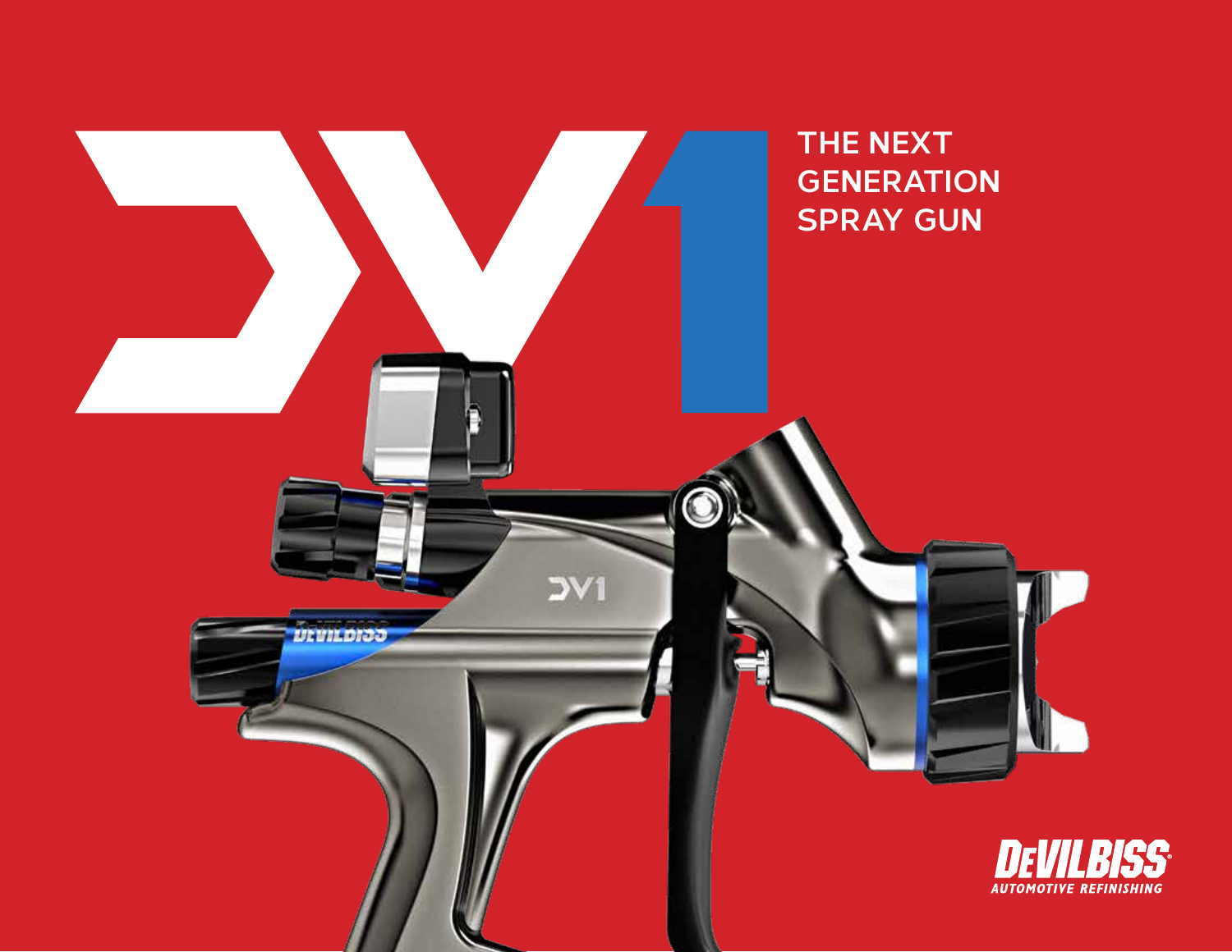# DV1

## THE NEXT GENERATION SPRAY GUN

DEVILBISS
AUTOMOTIVE REFINISHING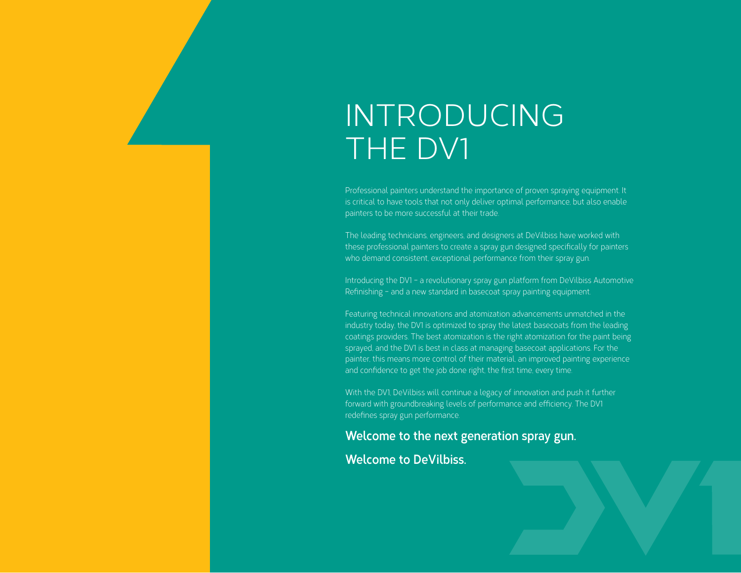# INTRODUCING THE DV1

Professional painters understand the importance of proven spraying equipment. It is critical to have tools that not only deliver optimal performance, but also enable painters to be more successful at their trade.

The leading technicians, engineers, and designers at DeVilbiss have worked with these professional painters to create a spray gun designed specifically for painters who demand consistent, exceptional performance from their spray gun.

Introducing the DV1 – a revolutionary spray gun platform from DeVilbiss Automotive Refinishing – and a new standard in basecoat spray painting equipment.

Featuring technical innovations and atomization advancements unmatched in the industry today, the DV1 is optimized to spray the latest basecoats from the leading coatings providers. The best atomization is the right atomization for the paint being sprayed, and the DV1 is best in class at managing basecoat applications. For the painter, this means more control of their material, an improved painting experience and confidence to get the job done right, the first time, every time.

With the DV1, DeVilbiss will continue a legacy of innovation and push it further forward with groundbreaking levels of performance and efficiency. The DV1 redefines spray gun performance.

**Welcome to the next generation spray gun.**

**Welcome to DeVilbiss.**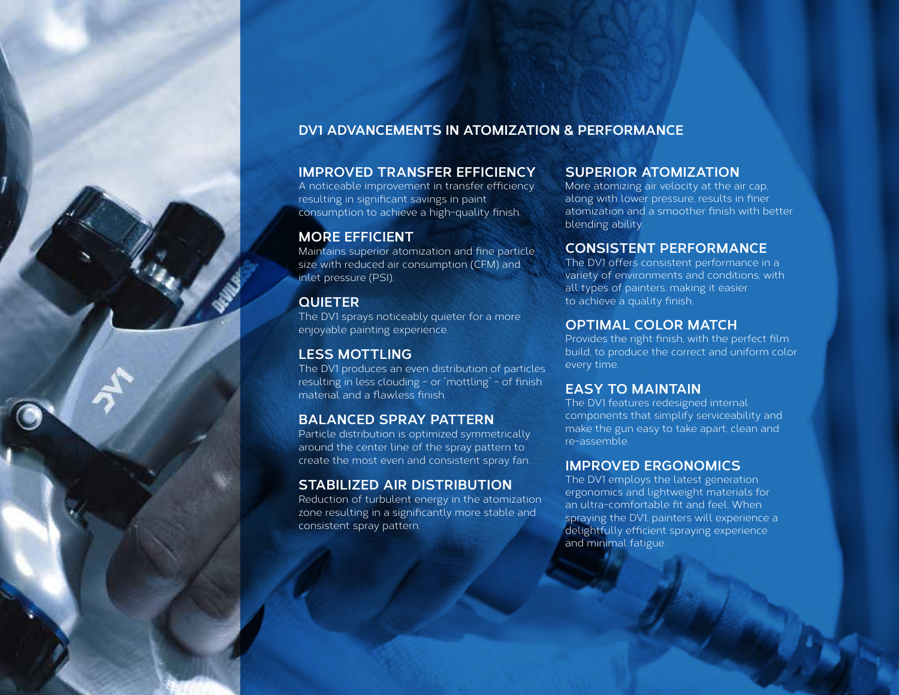## DV1 ADVANCEMENTS IN ATOMIZATION & PERFORMANCE

### IMPROVED TRANSFER EFFICIENCY

A noticeable improvement in transfer efficiency resulting in significant savings in paint consumption to achieve a high-quality finish.

### MORE EFFICIENT

Maintains superior atomization and fine particle size with reduced air consumption (CFM) and inlet pressure (PSI).

### QUIETER

The DV1 sprays noticeably quieter for a more enjoyable painting experience.

### LESS MOTTLING

The DV1 produces an even distribution of particles resulting in less clouding – or "mottling" – of finish material and a flawless finish.

### BALANCED SPRAY PATTERN

Particle distribution is optimized symmetrically around the center line of the spray pattern to create the most even and consistent spray fan.

### STABILIZED AIR DISTRIBUTION

Reduction of turbulent energy in the atomization zone resulting in a significantly more stable and consistent spray pattern.

### SUPERIOR ATOMIZATION

More atomizing air velocity at the air cap, along with lower pressure, results in finer atomization and a smoother finish with better blending ability.

### CONSISTENT PERFORMANCE

The DV1 offers consistent performance in a variety of environments and conditions, with all types of painters, making it easier to achieve a quality finish.

### OPTIMAL COLOR MATCH

Provides the right finish, with the perfect film build, to produce the correct and uniform color every time.

### EASY TO MAINTAIN

The DV1 features redesigned internal components that simplify serviceability and make the gun easy to take apart, clean and re-assemble.

### IMPROVED ERGONOMICS

The DV1 employs the latest generation ergonomics and lightweight materials for an ultra-comfortable fit and feel. When spraying the DV1, painters will experience a delightfully efficient spraying experience and minimal fatigue.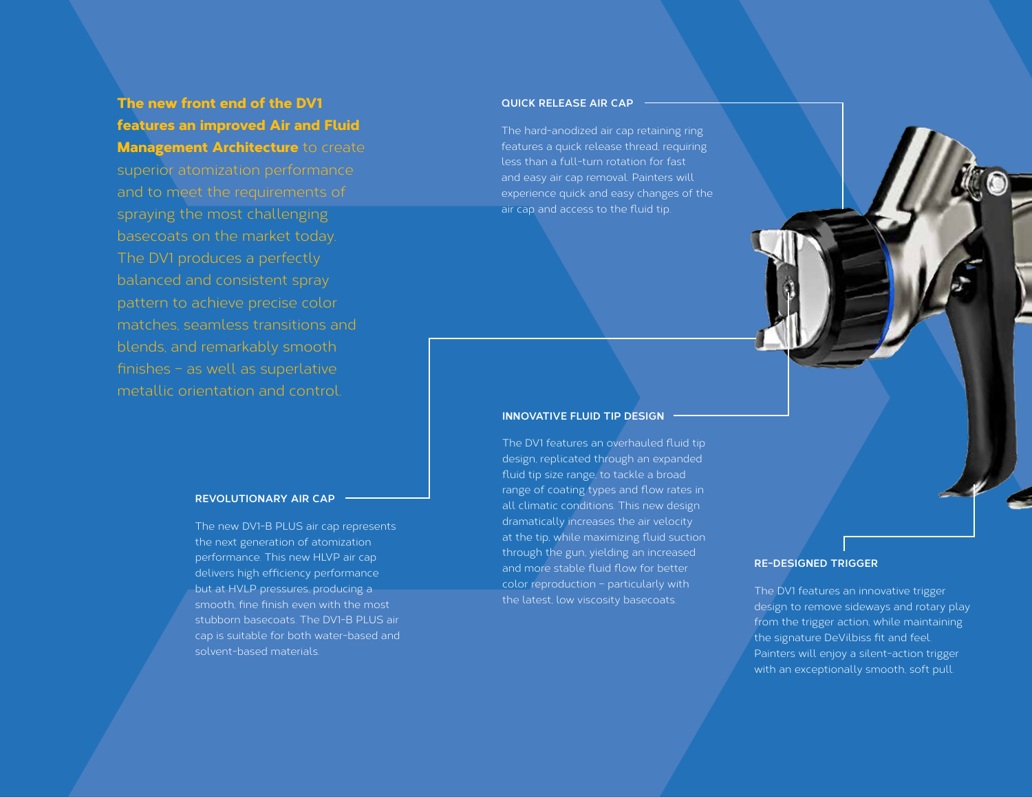**The new front end of the DV1 features an improved Air and Fluid Management Architecture** to create superior atomization performance and to meet the requirements of spraying the most challenging basecoats on the market today. The DV1 produces a perfectly balanced and consistent spray pattern to achieve precise color matches, seamless transitions and blends, and remarkably smooth finishes – as well as superlative metallic orientation and control.

### QUICK RELEASE AIR CAP

The hard-anodized air cap retaining ring features a quick release thread, requiring less than a full-turn rotation for fast and easy air cap removal. Painters will experience quick and easy changes of the air cap and access to the fluid tip.

### REVOLUTIONARY AIR CAP

The new DV1-B PLUS air cap represents the next generation of atomization performance. This new HLVP air cap delivers high efficiency performance but at HVLP pressures, producing a smooth, fine finish even with the most stubborn basecoats. The DV1-B PLUS air cap is suitable for both water-based and solvent-based materials.

### INNOVATIVE FLUID TIP DESIGN

The DV1 features an overhauled fluid tip design, replicated through an expanded fluid tip size range, to tackle a broad range of coating types and flow rates in all climatic conditions. This new design dramatically increases the air velocity at the tip, while maximizing fluid suction through the gun, yielding an increased and more stable fluid flow for better color reproduction – particularly with the latest, low viscosity basecoats.

### RE-DESIGNED TRIGGER

The DV1 features an innovative trigger design to remove sideways and rotary play from the trigger action, while maintaining the signature DeVilbiss fit and feel. Painters will enjoy a silent-action trigger with an exceptionally smooth, soft pull.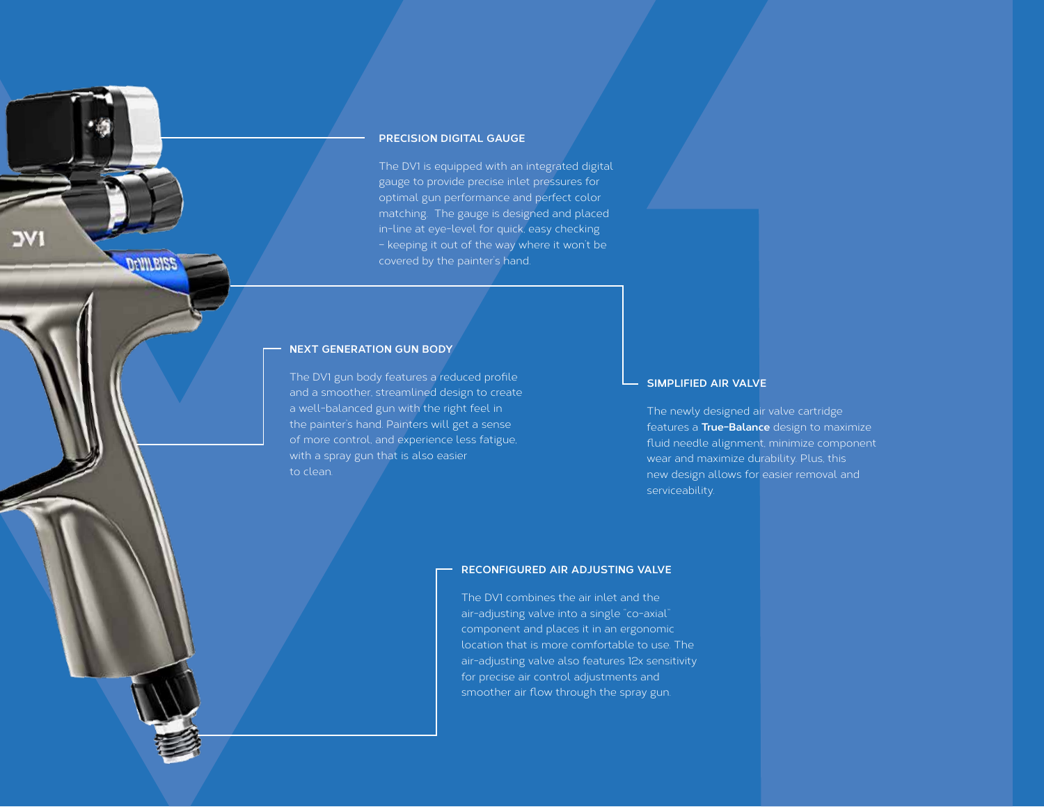## PRECISION DIGITAL GAUGE

The DV1 is equipped with an integrated digital gauge to provide precise inlet pressures for optimal gun performance and perfect color matching. The gauge is designed and placed in-line at eye-level for quick, easy checking – keeping it out of the way where it won't be covered by the painter's hand.

## NEXT GENERATION GUN BODY

The DV1 gun body features a reduced profile and a smoother, streamlined design to create a well-balanced gun with the right feel in the painter's hand. Painters will get a sense of more control, and experience less fatigue, with a spray gun that is also easier to clean.

## SIMPLIFIED AIR VALVE

The newly designed air valve cartridge features a **True-Balance** design to maximize fluid needle alignment, minimize component wear and maximize durability. Plus, this new design allows for easier removal and serviceability.

## RECONFIGURED AIR ADJUSTING VALVE

The DV1 combines the air inlet and the air-adjusting valve into a single "co-axial" component and places it in an ergonomic location that is more comfortable to use. The air-adjusting valve also features 12x sensitivity for precise air control adjustments and smoother air flow through the spray gun.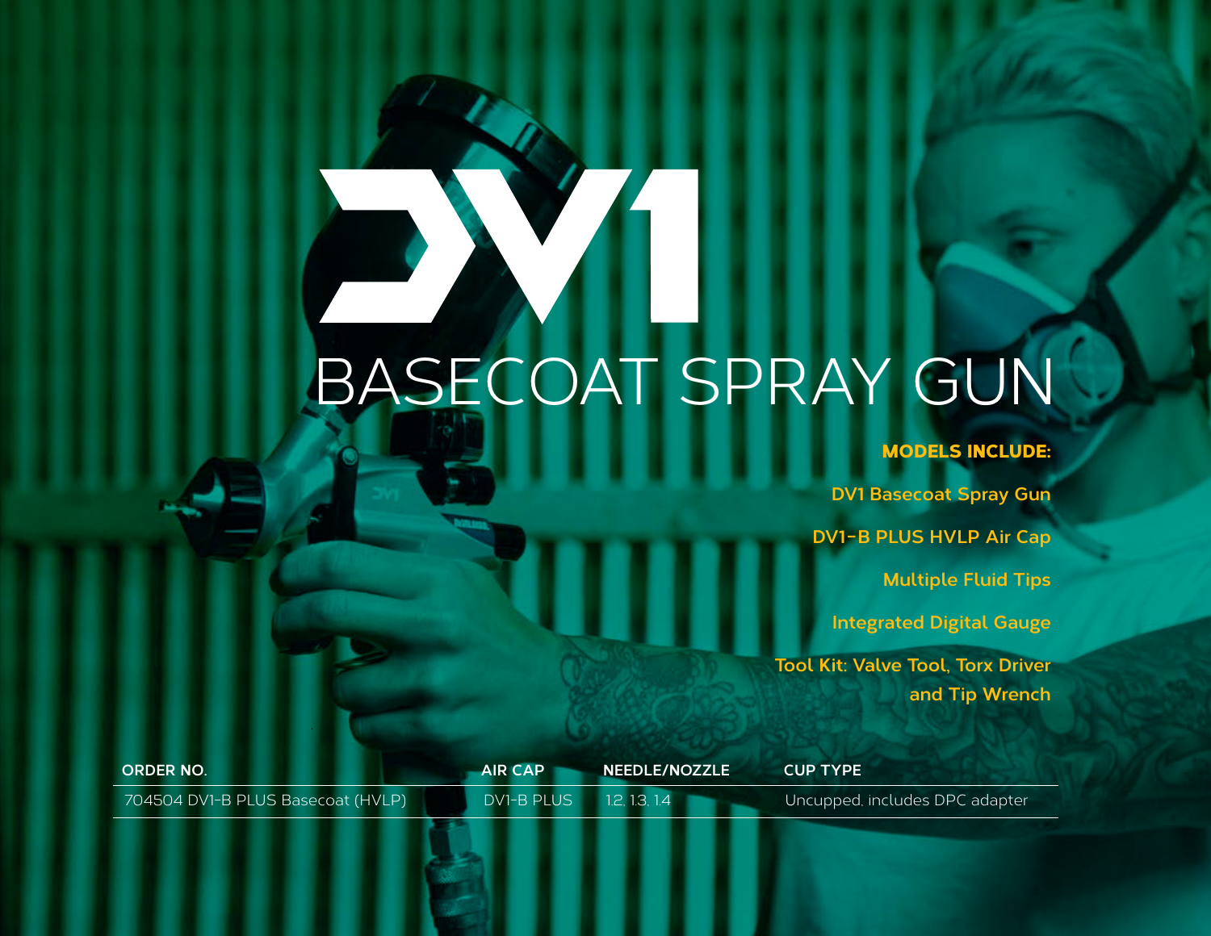# DV1

## BASECOAT SPRAY GUN

**MODELS INCLUDE:**

- DV1 Basecoat Spray Gun
- DV1-B PLUS HVLP Air Cap
- Multiple Fluid Tips
- Integrated Digital Gauge
- Tool Kit: Valve Tool, Torx Driver and Tip Wrench

| ORDER NO. | AIR CAP | NEEDLE/NOZZLE | CUP TYPE |
|---|---|---|---|
| 704504 DV1-B PLUS Basecoat (HVLP) | DV1-B PLUS | 1.2, 1.3, 1.4 | Uncupped, includes DPC adapter |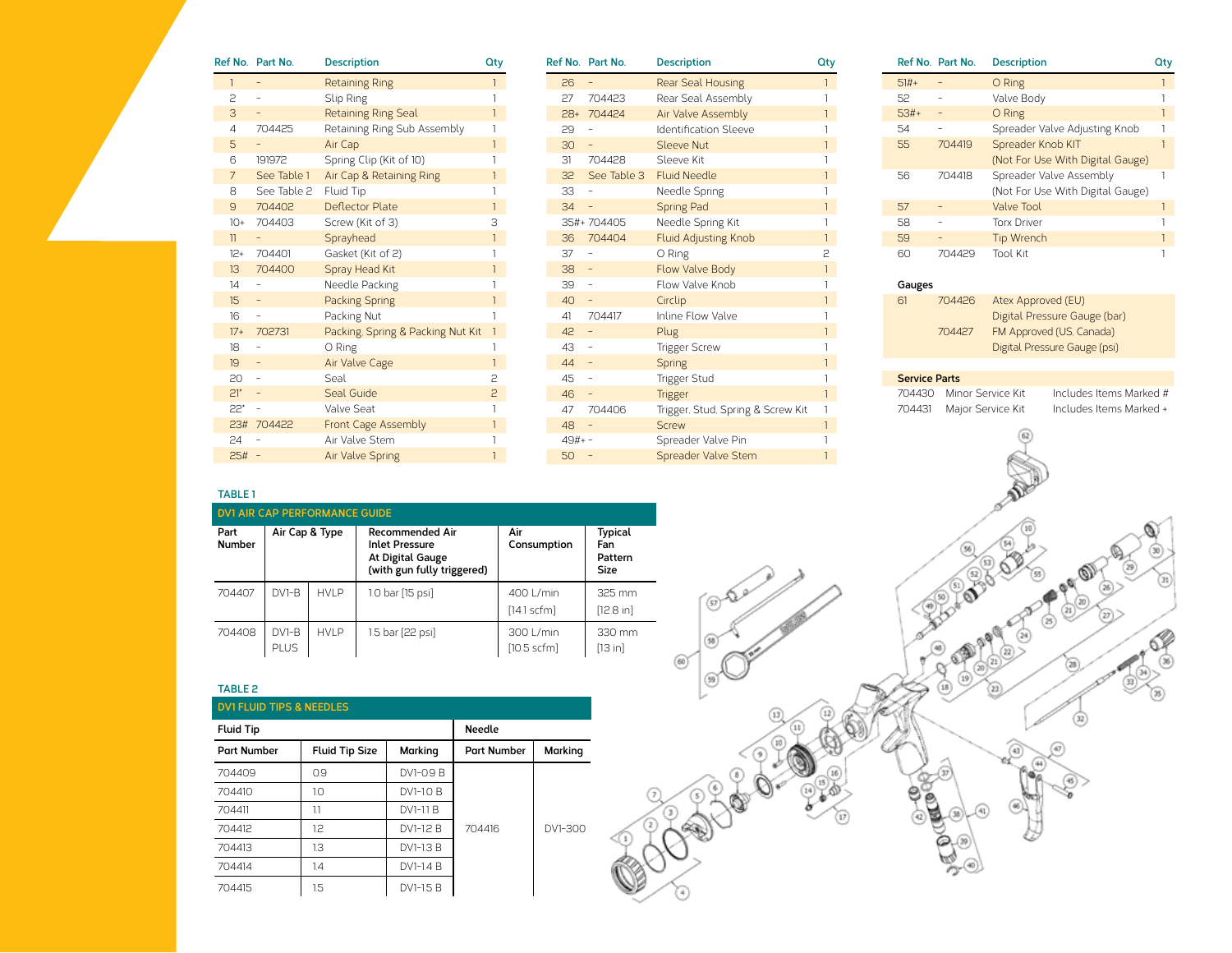| Ref No. | Part No. | Description | Qty |
|---|---|---|---|
| 1 | - | Retaining Ring | 1 |
| 2 | - | Slip Ring | 1 |
| 3 | - | Retaining Ring Seal | 1 |
| 4 | 704425 | Retaining Ring Sub Assembly | 1 |
| 5 | - | Air Cap | 1 |
| 6 | 191972 | Spring Clip (Kit of 10) | 1 |
| 7 | See Table 1 | Air Cap & Retaining Ring | 1 |
| 8 | See Table 2 | Fluid Tip | 1 |
| 9 | 704402 | Deflector Plate | 1 |
| 10+ | 704403 | Screw (Kit of 3) | 3 |
| 11 | - | Sprayhead | 1 |
| 12+ | 704401 | Gasket (Kit of 2) | 1 |
| 13 | 704400 | Spray Head Kit | 1 |
| 14 | - | Needle Packing | 1 |
| 15 | - | Packing Spring | 1 |
| 16 | - | Packing Nut | 1 |
| 17+ | 702731 | Packing, Spring & Packing Nut Kit | 1 |
| 18 | - | O Ring | 1 |
| 19 | - | Air Valve Cage | 1 |
| 20 | - | Seal | 2 |
| 21* | - | Seal Guide | 2 |
| 22* | - | Valve Seat | 1 |
| 23# | 704422 | Front Cage Assembly | 1 |
| 24 | - | Air Valve Stem | 1 |
| 25# | - | Air Valve Spring | 1 |

| Ref No. | Part No. | Description | Qty |
|---|---|---|---|
| 26 | - | Rear Seal Housing | 1 |
| 27 | 704423 | Rear Seal Assembly | 1 |
| 28+ | 704424 | Air Valve Assembly | 1 |
| 29 | - | Identification Sleeve | 1 |
| 30 | - | Sleeve Nut | 1 |
| 31 | 704428 | Sleeve Kit | 1 |
| 32 | See Table 3 | Fluid Needle | 1 |
| 33 | - | Needle Spring | 1 |
| 34 | - | Spring Pad | 1 |
| 35#+ | 704405 | Needle Spring Kit | 1 |
| 36 | 704404 | Fluid Adjusting Knob | 1 |
| 37 | - | O Ring | 2 |
| 38 | - | Flow Valve Body | 1 |
| 39 | - | Flow Valve Knob | 1 |
| 40 | - | Circlip | 1 |
| 41 | 704417 | Inline Flow Valve | 1 |
| 42 | - | Plug | 1 |
| 43 | - | Trigger Screw | 1 |
| 44 | - | Spring | 1 |
| 45 | - | Trigger Stud | 1 |
| 46 | - | Trigger | 1 |
| 47 | 704406 | Trigger, Stud, Spring & Screw Kit | 1 |
| 48 | - | Screw | 1 |
| 49#+ | - | Spreader Valve Pin | 1 |
| 50 | - | Spreader Valve Stem | 1 |

| Ref No. | Part No. | Description | Qty |
|---|---|---|---|
| 51#+ | - | O Ring | 1 |
| 52 | - | Valve Body | 1 |
| 53#+ | - | O Ring | 1 |
| 54 | - | Spreader Valve Adjusting Knob | 1 |
| 55 | 704419 | Spreader Knob KIT (Not For Use With Digital Gauge) | 1 |
| 56 | 704418 | Spreader Valve Assembly (Not For Use With Digital Gauge) | 1 |
| 57 | - | Valve Tool | 1 |
| 58 | - | Torx Driver | 1 |
| 59 | - | Tip Wrench | 1 |
| 60 | 704429 | Tool Kit | 1 |

**Gauges**

| Ref No. | Part No. | Description |
|---|---|---|
| 61 | 704426 | Atex Approved (EU) Digital Pressure Gauge (bar) |
| | 704427 | FM Approved (US, Canada) Digital Pressure Gauge (psi) |

**Service Parts**

| Part No. | Description | Notes |
|---|---|---|
| 704430 | Minor Service Kit | Includes Items Marked # |
| 704431 | Major Service Kit | Includes Items Marked + |

**TABLE 1**

**DV1 AIR CAP PERFORMANCE GUIDE**

| Part Number | Air Cap & Type | | Recommended Air Inlet Pressure At Digital Gauge (with gun fully triggered) | Air Consumption | Typical Fan Pattern Size |
|---|---|---|---|---|---|
| 704407 | DV1-B | HVLP | 1.0 bar [15 psi] | 400 L/min [14.1 scfm] | 325 mm [12.8 in] |
| 704408 | DV1-B PLUS | HVLP | 1.5 bar [22 psi] | 300 L/min [10.5 scfm] | 330 mm [13 in] |

**TABLE 2**

**DV1 FLUID TIPS & NEEDLES**

| Fluid Tip | | | Needle | |
|---|---|---|---|---|
| Part Number | Fluid Tip Size | Marking | Part Number | Marking |
| 704409 | 0.9 | DV1-09 B | 704416 | DV1-300 |
| 704410 | 1.0 | DV1-10 B | | |
| 704411 | 1.1 | DV1-11 B | | |
| 704412 | 1.2 | DV1-12 B | | |
| 704413 | 1.3 | DV1-13 B | | |
| 704414 | 1.4 | DV1-14 B | | |
| 704415 | 1.5 | DV1-15 B | | |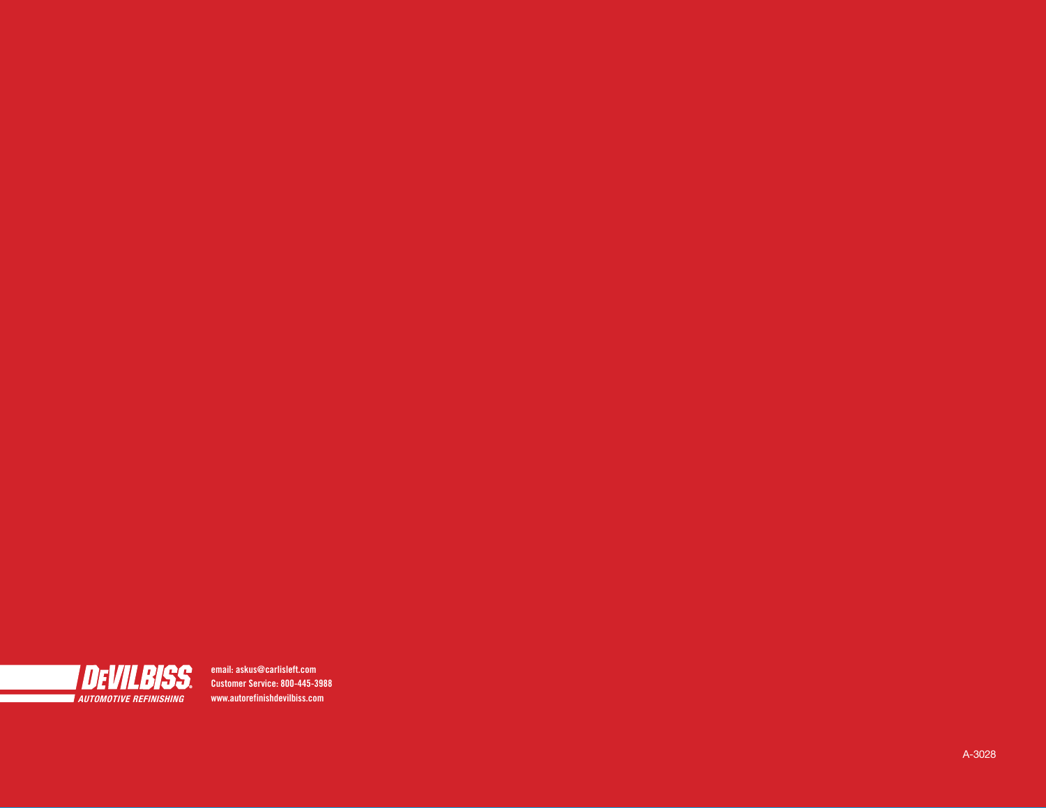DEVILBISS®
AUTOMOTIVE REFINISHING

email: askus@carlisleft.com
Customer Service: 800-445-3988
www.autorefinishdevilbiss.com

A-3028